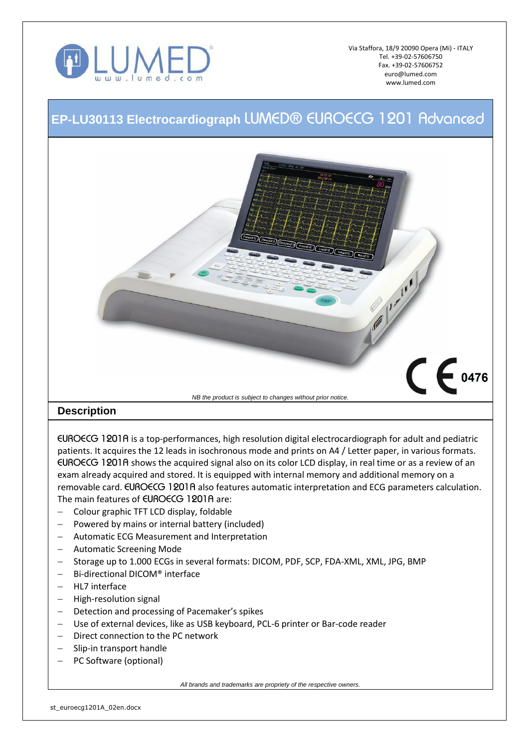Via Staffora, 18/9 20090 Opera (Mi) - ITALY
Tel. +39-02-57606750
Fax. +39-02-57606752
euro@lumed.com
www.lumed.com

# EP-LU30113 Electrocardiograph LUMED® EUROECG 1201 Advanced

*NB the product is subject to changes without prior notice.*

## Description

EUROECG 1201A is a top-performances, high resolution digital electrocardiograph for adult and pediatric patients. It acquires the 12 leads in isochronous mode and prints on A4 / Letter paper, in various formats. EUROECG 1201A shows the acquired signal also on its color LCD display, in real time or as a review of an exam already acquired and stored. It is equipped with internal memory and additional memory on a removable card. EUROECG 1201A also features automatic interpretation and ECG parameters calculation. The main features of EUROECG 1201A are:

- Colour graphic TFT LCD display, foldable
- Powered by mains or internal battery (included)
- Automatic ECG Measurement and Interpretation
- Automatic Screening Mode
- Storage up to 1.000 ECGs in several formats: DICOM, PDF, SCP, FDA-XML, XML, JPG, BMP
- Bi-directional DICOM® interface
- HL7 interface
- High-resolution signal
- Detection and processing of Pacemaker's spikes
- Use of external devices, like as USB keyboard, PCL-6 printer or Bar-code reader
- Direct connection to the PC network
- Slip-in transport handle
- PC Software (optional)

*All brands and trademarks are propriety of the respective owners.*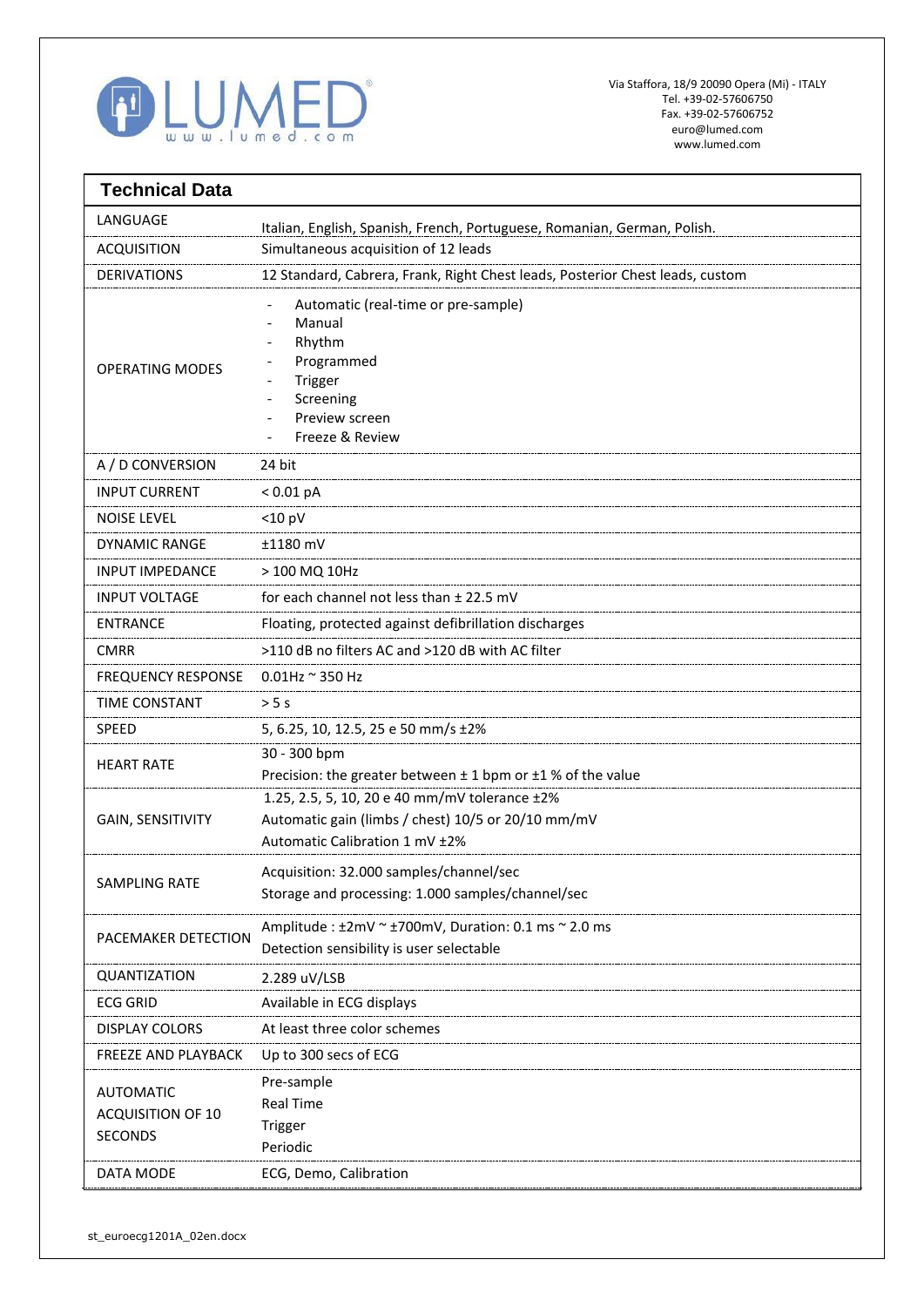## Technical Data

| | |
|---|---|
| LANGUAGE | Italian, English, Spanish, French, Portuguese, Romanian, German, Polish. |
| ACQUISITION | Simultaneous acquisition of 12 leads |
| DERIVATIONS | 12 Standard, Cabrera, Frank, Right Chest leads, Posterior Chest leads, custom |
| OPERATING MODES | - Automatic (real-time or pre-sample)<br>- Manual<br>- Rhythm<br>- Programmed<br>- Trigger<br>- Screening<br>- Preview screen<br>- Freeze & Review |
| A / D CONVERSION | 24 bit |
| INPUT CURRENT | < 0.01 pA |
| NOISE LEVEL | <10 pV |
| DYNAMIC RANGE | ±1180 mV |
| INPUT IMPEDANCE | > 100 MΩ 10Hz |
| INPUT VOLTAGE | for each channel not less than ± 22.5 mV |
| ENTRANCE | Floating, protected against defibrillation discharges |
| CMRR | >110 dB no filters AC and >120 dB with AC filter |
| FREQUENCY RESPONSE | 0.01Hz ~ 350 Hz |
| TIME CONSTANT | > 5 s |
| SPEED | 5, 6.25, 10, 12.5, 25 e 50 mm/s ±2% |
| HEART RATE | 30 - 300 bpm<br>Precision: the greater between ± 1 bpm or ±1 % of the value |
| GAIN, SENSITIVITY | 1.25, 2.5, 5, 10, 20 e 40 mm/mV tolerance ±2%<br>Automatic gain (limbs / chest) 10/5 or 20/10 mm/mV<br>Automatic Calibration 1 mV ±2% |
| SAMPLING RATE | Acquisition: 32.000 samples/channel/sec<br>Storage and processing: 1.000 samples/channel/sec |
| PACEMAKER DETECTION | Amplitude : ±2mV ~ ±700mV, Duration: 0.1 ms ~ 2.0 ms<br>Detection sensibility is user selectable |
| QUANTIZATION | 2.289 uV/LSB |
| ECG GRID | Available in ECG displays |
| DISPLAY COLORS | At least three color schemes |
| FREEZE AND PLAYBACK | Up to 300 secs of ECG |
| AUTOMATIC ACQUISITION OF 10 SECONDS | Pre-sample<br>Real Time<br>Trigger<br>Periodic |
| DATA MODE | ECG, Demo, Calibration |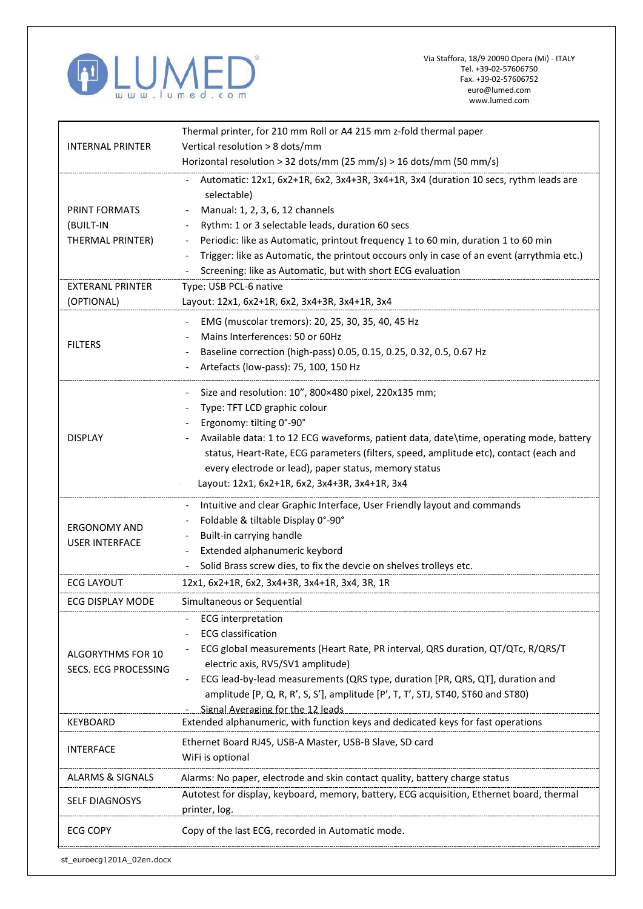Via Staffora, 18/9 20090 Opera (Mi) - ITALY
Tel. +39-02-57606750
Fax. +39-02-57606752
euro@lumed.com
www.lumed.com

| | |
|---|---|
| INTERNAL PRINTER | Thermal printer, for 210 mm Roll or A4 215 mm z-fold thermal paper<br>Vertical resolution > 8 dots/mm<br>Horizontal resolution > 32 dots/mm (25 mm/s) > 16 dots/mm (50 mm/s) |
| PRINT FORMATS (BUILT-IN THERMAL PRINTER) | - Automatic: 12x1, 6x2+1R, 6x2, 3x4+3R, 3x4+1R, 3x4 (duration 10 secs, rythm leads are selectable)<br>- Manual: 1, 2, 3, 6, 12 channels<br>- Rythm: 1 or 3 selectable leads, duration 60 secs<br>- Periodic: like as Automatic, printout frequency 1 to 60 min, duration 1 to 60 min<br>- Trigger: like as Automatic, the printout occours only in case of an event (arrythmia etc.)<br>- Screening: like as Automatic, but with short ECG evaluation |
| EXTERANL PRINTER (OPTIONAL) | Type: USB PCL-6 native<br>Layout: 12x1, 6x2+1R, 6x2, 3x4+3R, 3x4+1R, 3x4 |
| FILTERS | - EMG (muscolar tremors): 20, 25, 30, 35, 40, 45 Hz<br>- Mains Interferences: 50 or 60Hz<br>- Baseline correction (high-pass) 0.05, 0.15, 0.25, 0.32, 0.5, 0.67 Hz<br>- Artefacts (low-pass): 75, 100, 150 Hz |
| DISPLAY | - Size and resolution: 10", 800×480 pixel, 220x135 mm;<br>- Type: TFT LCD graphic colour<br>- Ergonomy: tilting 0°-90°<br>- Available data: 1 to 12 ECG waveforms, patient data, date\time, operating mode, battery status, Heart-Rate, ECG parameters (filters, speed, amplitude etc), contact (each and every electrode or lead), paper status, memory status<br>Layout: 12x1, 6x2+1R, 6x2, 3x4+3R, 3x4+1R, 3x4 |
| ERGONOMY AND USER INTERFACE | - Intuitive and clear Graphic Interface, User Friendly layout and commands<br>- Foldable & tiltable Display 0°-90°<br>- Built-in carrying handle<br>- Extended alphanumeric keybord<br>- Solid Brass screw dies, to fix the devcie on shelves trolleys etc. |
| ECG LAYOUT | 12x1, 6x2+1R, 6x2, 3x4+3R, 3x4+1R, 3x4, 3R, 1R |
| ECG DISPLAY MODE | Simultaneous or Sequential |
| ALGORYTHMS FOR 10 SECS. ECG PROCESSING | - ECG interpretation<br>- ECG classification<br>- ECG global measurements (Heart Rate, PR interval, QRS duration, QT/QTc, R/QRS/T electric axis, RV5/SV1 amplitude)<br>- ECG lead-by-lead measurements (QRS type, duration [PR, QRS, QT], duration and amplitude [P, Q, R, R', S, S'], amplitude [P', T, T', STJ, ST40, ST60 and ST80)<br>- Signal Averaging for the 12 leads |
| KEYBOARD | Extended alphanumeric, with function keys and dedicated keys for fast operations |
| INTERFACE | Ethernet Board RJ45, USB-A Master, USB-B Slave, SD card<br>WiFi is optional |
| ALARMS & SIGNALS | Alarms: No paper, electrode and skin contact quality, battery charge status |
| SELF DIAGNOSYS | Autotest for display, keyboard, memory, battery, ECG acquisition, Ethernet board, thermal printer, log. |
| ECG COPY | Copy of the last ECG, recorded in Automatic mode. |

st_euroecg1201A_02en.docx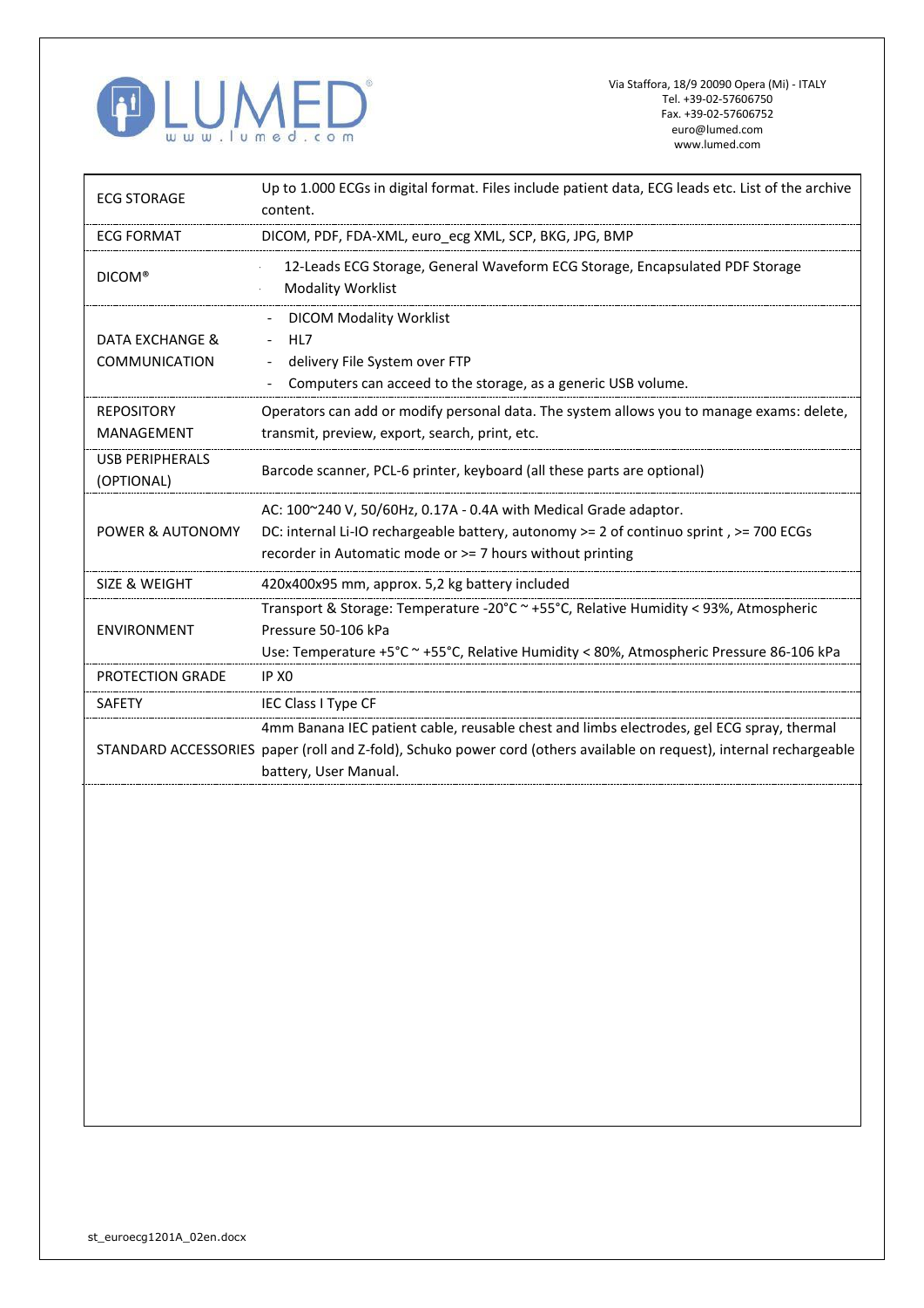| | |
|---|---|
| ECG STORAGE | Up to 1.000 ECGs in digital format. Files include patient data, ECG leads etc. List of the archive content. |
| ECG FORMAT | DICOM, PDF, FDA-XML, euro_ecg XML, SCP, BKG, JPG, BMP |
| DICOM® | 12-Leads ECG Storage, General Waveform ECG Storage, Encapsulated PDF Storage<br>Modality Worklist |
| DATA EXCHANGE & COMMUNICATION | - DICOM Modality Worklist<br>- HL7<br>- delivery File System over FTP<br>- Computers can acceed to the storage, as a generic USB volume. |
| REPOSITORY MANAGEMENT | Operators can add or modify personal data. The system allows you to manage exams: delete, transmit, preview, export, search, print, etc. |
| USB PERIPHERALS (OPTIONAL) | Barcode scanner, PCL-6 printer, keyboard (all these parts are optional) |
| POWER & AUTONOMY | AC: 100~240 V, 50/60Hz, 0.17A - 0.4A with Medical Grade adaptor.<br>DC: internal Li-IO rechargeable battery, autonomy >= 2 of continuo sprint , >= 700 ECGs recorder in Automatic mode or >= 7 hours without printing |
| SIZE & WEIGHT | 420x400x95 mm, approx. 5,2 kg battery included |
| ENVIRONMENT | Transport & Storage: Temperature -20°C ~ +55°C, Relative Humidity < 93%, Atmospheric Pressure 50-106 kPa<br>Use: Temperature +5°C ~ +55°C, Relative Humidity < 80%, Atmospheric Pressure 86-106 kPa |
| PROTECTION GRADE | IP X0 |
| SAFETY | IEC Class I Type CF |
| STANDARD ACCESSORIES | 4mm Banana IEC patient cable, reusable chest and limbs electrodes, gel ECG spray, thermal paper (roll and Z-fold), Schuko power cord (others available on request), internal rechargeable battery, User Manual. |